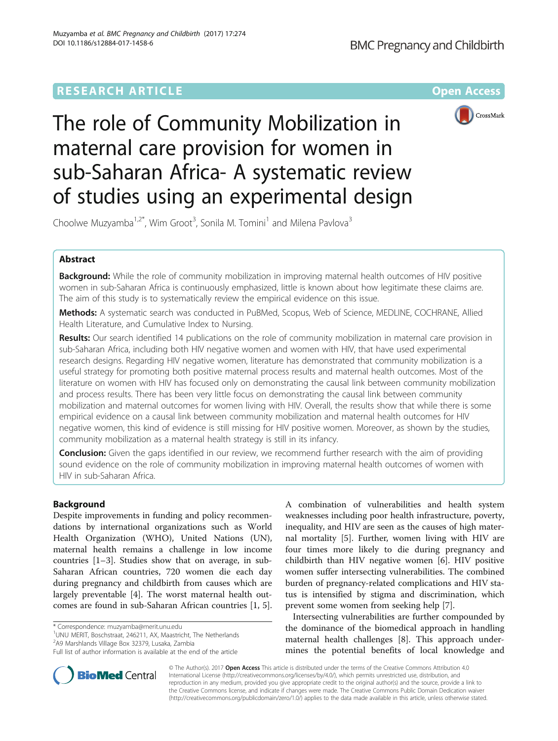RESEARCH ARTICLE

Open Access

# The role of Community Mobilization in maternal care provision for women in sub-Saharan Africa- A systematic review of studies using an experimental design

Choolwe Muzyamba[1,2*], Wim Groot[3], Sonila M. Tomini[1] and Milena Pavlova[3]

## Abstract

**Background:** While the role of community mobilization in improving maternal health outcomes of HIV positive women in sub-Saharan Africa is continuously emphasized, little is known about how legitimate these claims are. The aim of this study is to systematically review the empirical evidence on this issue.

**Methods:** A systematic search was conducted in PubMed, Scopus, Web of Science, MEDLINE, COCHRANE, Allied Health Literature, and Cumulative Index to Nursing.

**Results:** Our search identified 14 publications on the role of community mobilization in maternal care provision in sub-Saharan Africa, including both HIV negative women and women with HIV, that have used experimental research designs. Regarding HIV negative women, literature has demonstrated that community mobilization is a useful strategy for promoting both positive maternal process results and maternal health outcomes. Most of the literature on women with HIV has focused only on demonstrating the causal link between community mobilization and process results. There has been very little focus on demonstrating the causal link between community mobilization and maternal outcomes for women living with HIV. Overall, the results show that while there is some empirical evidence on a causal link between community mobilization and maternal health outcomes for HIV negative women, this kind of evidence is still missing for HIV positive women. Moreover, as shown by the studies, community mobilization as a maternal health strategy is still in its infancy.

**Conclusion:** Given the gaps identified in our review, we recommend further research with the aim of providing sound evidence on the role of community mobilization in improving maternal health outcomes of women with HIV in sub-Saharan Africa.

## Background

Despite improvements in funding and policy recommendations by international organizations such as World Health Organization (WHO), United Nations (UN), maternal health remains a challenge in low income countries [1–3]. Studies show that on average, in sub-Saharan African countries, 720 women die each day during pregnancy and childbirth from causes which are largely preventable [4]. The worst maternal health outcomes are found in sub-Saharan African countries [1, 5].

A combination of vulnerabilities and health system weaknesses including poor health infrastructure, poverty, inequality, and HIV are seen as the causes of high maternal mortality [5]. Further, women living with HIV are four times more likely to die during pregnancy and childbirth than HIV negative women [6]. HIV positive women suffer intersecting vulnerabilities. The combined burden of pregnancy-related complications and HIV status is intensified by stigma and discrimination, which prevent some women from seeking help [7].

Intersecting vulnerabilities are further compounded by the dominance of the biomedical approach in handling maternal health challenges [8]. This approach undermines the potential benefits of local knowledge and

\* Correspondence: muzyamba@merit.unu.edu
[1]UNU MERIT, Boschstraat, 246211, AX, Maastricht, The Netherlands
[2]A9 Marshlands Village Box 32379, Lusaka, Zambia
Full list of author information is available at the end of the article

© The Author(s). 2017 **Open Access** This article is distributed under the terms of the Creative Commons Attribution 4.0 International License (http://creativecommons.org/licenses/by/4.0/), which permits unrestricted use, distribution, and reproduction in any medium, provided you give appropriate credit to the original author(s) and the source, provide a link to the Creative Commons license, and indicate if changes were made. The Creative Commons Public Domain Dedication waiver (http://creativecommons.org/publicdomain/zero/1.0/) applies to the data made available in this article, unless otherwise stated.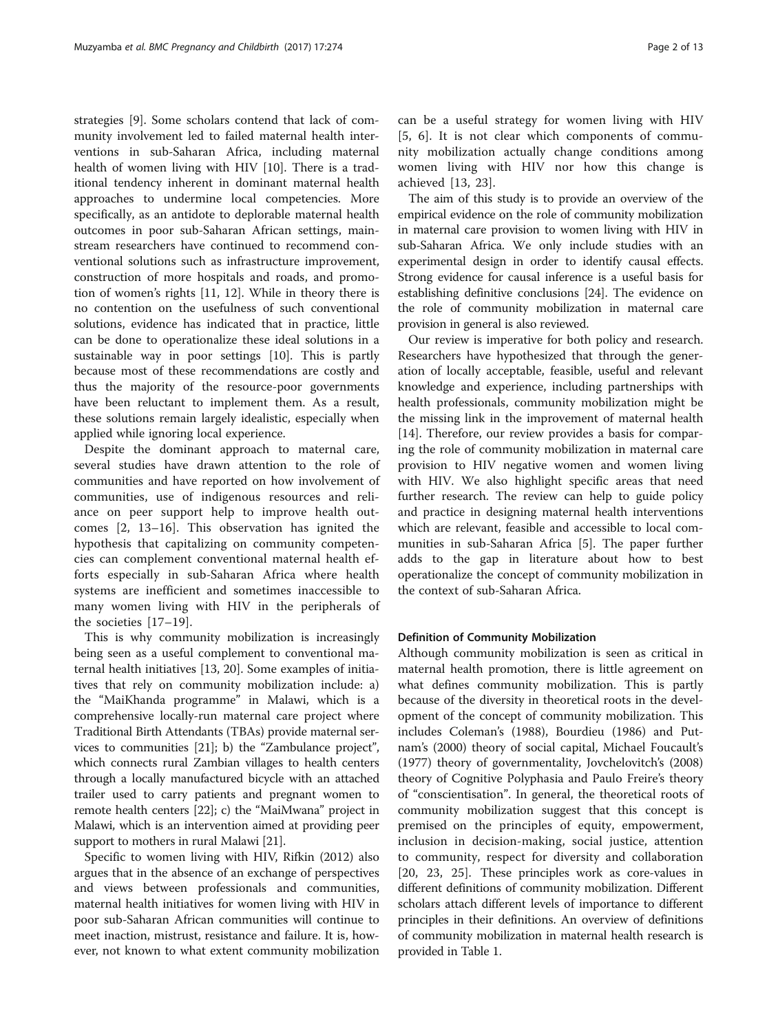strategies [9]. Some scholars contend that lack of community involvement led to failed maternal health interventions in sub-Saharan Africa, including maternal health of women living with HIV [10]. There is a traditional tendency inherent in dominant maternal health approaches to undermine local competencies. More specifically, as an antidote to deplorable maternal health outcomes in poor sub-Saharan African settings, mainstream researchers have continued to recommend conventional solutions such as infrastructure improvement, construction of more hospitals and roads, and promotion of women's rights [11, 12]. While in theory there is no contention on the usefulness of such conventional solutions, evidence has indicated that in practice, little can be done to operationalize these ideal solutions in a sustainable way in poor settings [10]. This is partly because most of these recommendations are costly and thus the majority of the resource-poor governments have been reluctant to implement them. As a result, these solutions remain largely idealistic, especially when applied while ignoring local experience.

Despite the dominant approach to maternal care, several studies have drawn attention to the role of communities and have reported on how involvement of communities, use of indigenous resources and reliance on peer support help to improve health outcomes [2, 13–16]. This observation has ignited the hypothesis that capitalizing on community competencies can complement conventional maternal health efforts especially in sub-Saharan Africa where health systems are inefficient and sometimes inaccessible to many women living with HIV in the peripherals of the societies [17–19].

This is why community mobilization is increasingly being seen as a useful complement to conventional maternal health initiatives [13, 20]. Some examples of initiatives that rely on community mobilization include: a) the "MaiKhanda programme" in Malawi, which is a comprehensive locally-run maternal care project where Traditional Birth Attendants (TBAs) provide maternal services to communities [21]; b) the "Zambulance project", which connects rural Zambian villages to health centers through a locally manufactured bicycle with an attached trailer used to carry patients and pregnant women to remote health centers [22]; c) the "MaiMwana" project in Malawi, which is an intervention aimed at providing peer support to mothers in rural Malawi [21].

Specific to women living with HIV, Rifkin (2012) also argues that in the absence of an exchange of perspectives and views between professionals and communities, maternal health initiatives for women living with HIV in poor sub-Saharan African communities will continue to meet inaction, mistrust, resistance and failure. It is, however, not known to what extent community mobilization can be a useful strategy for women living with HIV [5, 6]. It is not clear which components of community mobilization actually change conditions among women living with HIV nor how this change is achieved [13, 23].

The aim of this study is to provide an overview of the empirical evidence on the role of community mobilization in maternal care provision to women living with HIV in sub-Saharan Africa. We only include studies with an experimental design in order to identify causal effects. Strong evidence for causal inference is a useful basis for establishing definitive conclusions [24]. The evidence on the role of community mobilization in maternal care provision in general is also reviewed.

Our review is imperative for both policy and research. Researchers have hypothesized that through the generation of locally acceptable, feasible, useful and relevant knowledge and experience, including partnerships with health professionals, community mobilization might be the missing link in the improvement of maternal health [14]. Therefore, our review provides a basis for comparing the role of community mobilization in maternal care provision to HIV negative women and women living with HIV. We also highlight specific areas that need further research. The review can help to guide policy and practice in designing maternal health interventions which are relevant, feasible and accessible to local communities in sub-Saharan Africa [5]. The paper further adds to the gap in literature about how to best operationalize the concept of community mobilization in the context of sub-Saharan Africa.

### Definition of Community Mobilization

Although community mobilization is seen as critical in maternal health promotion, there is little agreement on what defines community mobilization. This is partly because of the diversity in theoretical roots in the development of the concept of community mobilization. This includes Coleman's (1988), Bourdieu (1986) and Putnam's (2000) theory of social capital, Michael Foucault's (1977) theory of governmentality, Jovchelovitch's (2008) theory of Cognitive Polyphasia and Paulo Freire's theory of "conscientisation". In general, the theoretical roots of community mobilization suggest that this concept is premised on the principles of equity, empowerment, inclusion in decision-making, social justice, attention to community, respect for diversity and collaboration [20, 23, 25]. These principles work as core-values in different definitions of community mobilization. Different scholars attach different levels of importance to different principles in their definitions. An overview of definitions of community mobilization in maternal health research is provided in Table 1.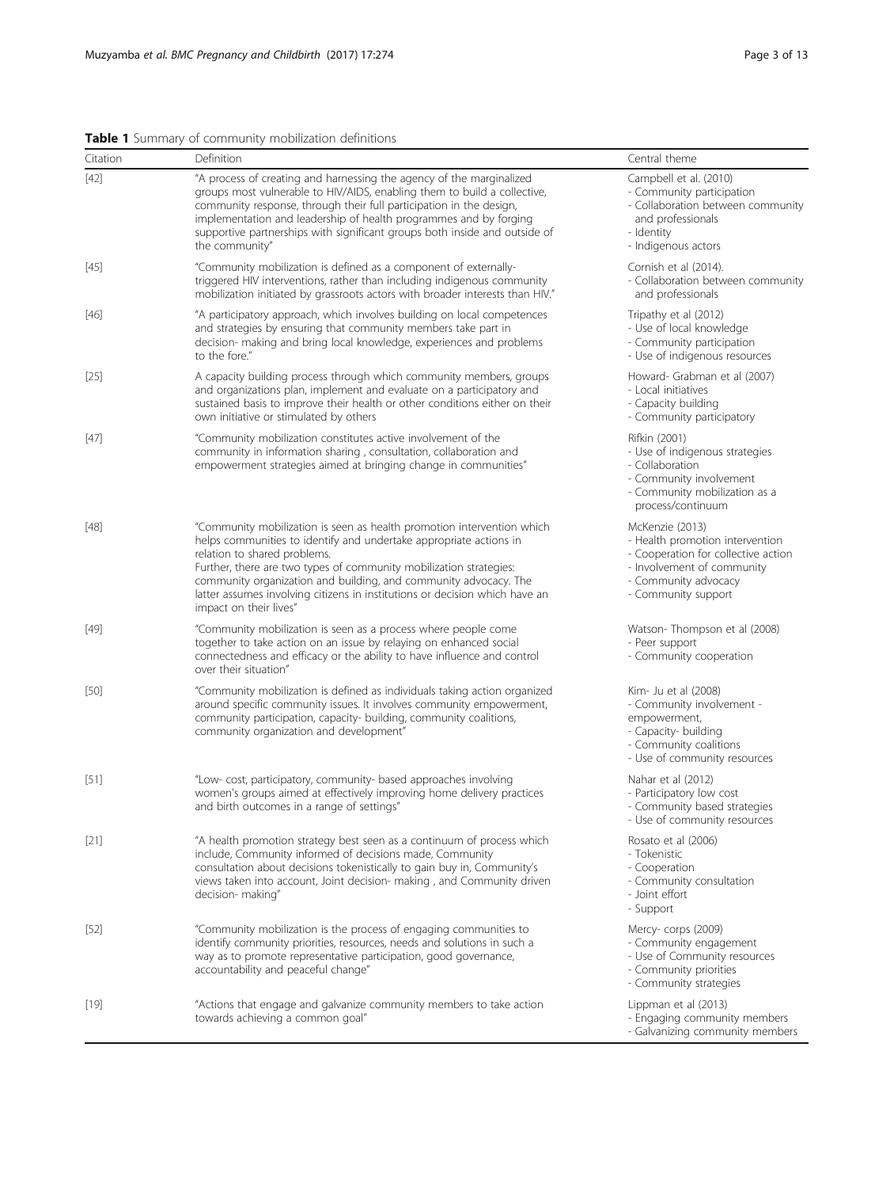**Table 1** Summary of community mobilization definitions

| Citation | Definition | Central theme |
| --- | --- | --- |
| [42] | "A process of creating and harnessing the agency of the marginalized groups most vulnerable to HIV/AIDS, enabling them to build a collective, community response, through their full participation in the design, implementation and leadership of health programmes and by forging supportive partnerships with significant groups both inside and outside of the community" | Campbell et al. (2010)<br>- Community participation<br>- Collaboration between community and professionals<br>- Identity<br>- Indigenous actors |
| [45] | "Community mobilization is defined as a component of externally-triggered HIV interventions, rather than including indigenous community mobilization initiated by grassroots actors with broader interests than HIV." | Cornish et al (2014).<br>- Collaboration between community and professionals |
| [46] | "A participatory approach, which involves building on local competences and strategies by ensuring that community members take part in decision- making and bring local knowledge, experiences and problems to the fore." | Tripathy et al (2012)<br>- Use of local knowledge<br>- Community participation<br>- Use of indigenous resources |
| [25] | A capacity building process through which community members, groups and organizations plan, implement and evaluate on a participatory and sustained basis to improve their health or other conditions either on their own initiative or stimulated by others | Howard- Grabman et al (2007)<br>- Local initiatives<br>- Capacity building<br>- Community participatory |
| [47] | "Community mobilization constitutes active involvement of the community in information sharing , consultation, collaboration and empowerment strategies aimed at bringing change in communities" | Rifkin (2001)<br>- Use of indigenous strategies<br>- Collaboration<br>- Community involvement<br>- Community mobilization as a process/continuum |
| [48] | "Community mobilization is seen as health promotion intervention which helps communities to identify and undertake appropriate actions in relation to shared problems.<br>Further, there are two types of community mobilization strategies: community organization and building, and community advocacy. The latter assumes involving citizens in institutions or decision which have an impact on their lives" | McKenzie (2013)<br>- Health promotion intervention<br>- Cooperation for collective action<br>- Involvement of community<br>- Community advocacy<br>- Community support |
| [49] | "Community mobilization is seen as a process where people come together to take action on an issue by relaying on enhanced social connectedness and efficacy or the ability to have influence and control over their situation" | Watson- Thompson et al (2008)<br>- Peer support<br>- Community cooperation |
| [50] | "Community mobilization is defined as individuals taking action organized around specific community issues. It involves community empowerment, community participation, capacity- building, community coalitions, community organization and development" | Kim- Ju et al (2008)<br>- Community involvement - empowerment,<br>- Capacity- building<br>- Community coalitions<br>- Use of community resources |
| [51] | "Low- cost, participatory, community- based approaches involving women's groups aimed at effectively improving home delivery practices and birth outcomes in a range of settings" | Nahar et al (2012)<br>- Participatory low cost<br>- Community based strategies<br>- Use of community resources |
| [21] | "A health promotion strategy best seen as a continuum of process which include, Community informed of decisions made, Community consultation about decisions tokenistically to gain buy in, Community's views taken into account, Joint decision- making , and Community driven decision- making" | Rosato et al (2006)<br>- Tokenistic<br>- Cooperation<br>- Community consultation<br>- Joint effort<br>- Support |
| [52] | "Community mobilization is the process of engaging communities to identify community priorities, resources, needs and solutions in such a way as to promote representative participation, good governance, accountability and peaceful change" | Mercy- corps (2009)<br>- Community engagement<br>- Use of Community resources<br>- Community priorities<br>- Community strategies |
| [19] | "Actions that engage and galvanize community members to take action towards achieving a common goal" | Lippman et al (2013)<br>- Engaging community members<br>- Galvanizing community members |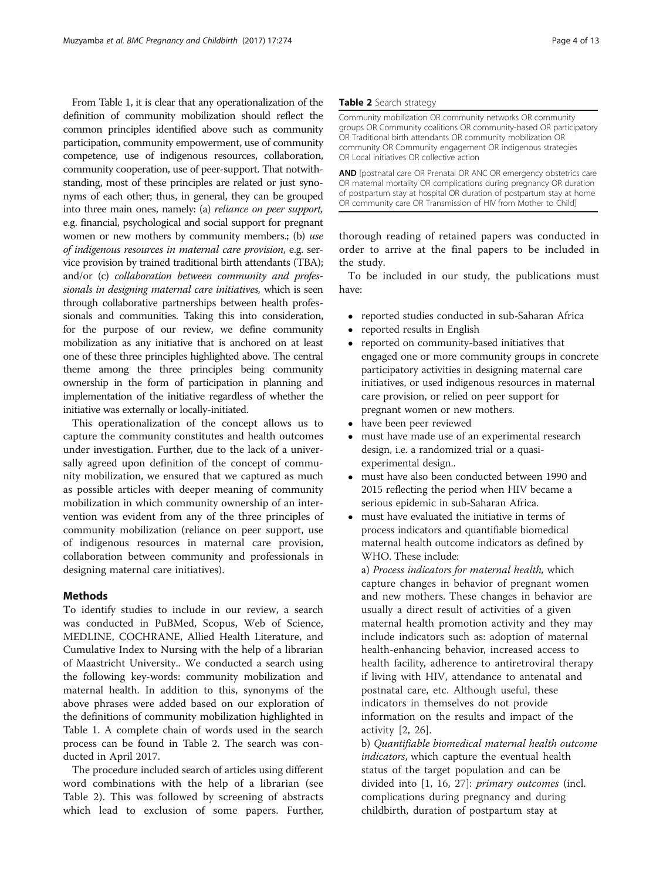From Table 1, it is clear that any operationalization of the definition of community mobilization should reflect the common principles identified above such as community participation, community empowerment, use of community competence, use of indigenous resources, collaboration, community cooperation, use of peer-support. That notwithstanding, most of these principles are related or just synonyms of each other; thus, in general, they can be grouped into three main ones, namely: (a) *reliance on peer support,* e.g. financial, psychological and social support for pregnant women or new mothers by community members.; (b) *use of indigenous resources in maternal care provision*, e.g. service provision by trained traditional birth attendants (TBA); and/or (c) *collaboration between community and professionals in designing maternal care initiatives,* which is seen through collaborative partnerships between health professionals and communities. Taking this into consideration, for the purpose of our review, we define community mobilization as any initiative that is anchored on at least one of these three principles highlighted above. The central theme among the three principles being community ownership in the form of participation in planning and implementation of the initiative regardless of whether the initiative was externally or locally-initiated.

This operationalization of the concept allows us to capture the community constitutes and health outcomes under investigation. Further, due to the lack of a universally agreed upon definition of the concept of community mobilization, we ensured that we captured as much as possible articles with deeper meaning of community mobilization in which community ownership of an intervention was evident from any of the three principles of community mobilization (reliance on peer support, use of indigenous resources in maternal care provision, collaboration between community and professionals in designing maternal care initiatives).

## Methods

To identify studies to include in our review, a search was conducted in PuBMed, Scopus, Web of Science, MEDLINE, COCHRANE, Allied Health Literature, and Cumulative Index to Nursing with the help of a librarian of Maastricht University.. We conducted a search using the following key-words: community mobilization and maternal health. In addition to this, synonyms of the above phrases were added based on our exploration of the definitions of community mobilization highlighted in Table 1. A complete chain of words used in the search process can be found in Table 2. The search was conducted in April 2017.

The procedure included search of articles using different word combinations with the help of a librarian (see Table 2). This was followed by screening of abstracts which lead to exclusion of some papers. Further, thorough reading of retained papers was conducted in order to arrive at the final papers to be included in the study.

**Table 2** Search strategy

| |
|---|
| Community mobilization OR community networks OR community groups OR Community coalitions OR community-based OR participatory OR Traditional birth attendants OR community mobilization OR community OR Community engagement OR indigenous strategies OR Local initiatives OR collective action |
| **AND** [postnatal care OR Prenatal OR ANC OR emergency obstetrics care OR maternal mortality OR complications during pregnancy OR duration of postpartum stay at hospital OR duration of postpartum stay at home OR community care OR Transmission of HIV from Mother to Child] |

To be included in our study, the publications must have:

- reported studies conducted in sub-Saharan Africa
- reported results in English
- reported on community-based initiatives that engaged one or more community groups in concrete participatory activities in designing maternal care initiatives, or used indigenous resources in maternal care provision, or relied on peer support for pregnant women or new mothers.
- have been peer reviewed
- must have made use of an experimental research design, i.e. a randomized trial or a quasi-experimental design..
- must have also been conducted between 1990 and 2015 reflecting the period when HIV became a serious epidemic in sub-Saharan Africa.
- must have evaluated the initiative in terms of process indicators and quantifiable biomedical maternal health outcome indicators as defined by WHO. These include:

  a) *Process indicators for maternal health,* which capture changes in behavior of pregnant women and new mothers. These changes in behavior are usually a direct result of activities of a given maternal health promotion activity and they may include indicators such as: adoption of maternal health-enhancing behavior, increased access to health facility, adherence to antiretroviral therapy if living with HIV, attendance to antenatal and postnatal care, etc. Although useful, these indicators in themselves do not provide information on the results and impact of the activity [2, 26].

  b) *Quantifiable biomedical maternal health outcome indicators*, which capture the eventual health status of the target population and can be divided into [1, 16, 27]: *primary outcomes* (incl. complications during pregnancy and during childbirth, duration of postpartum stay at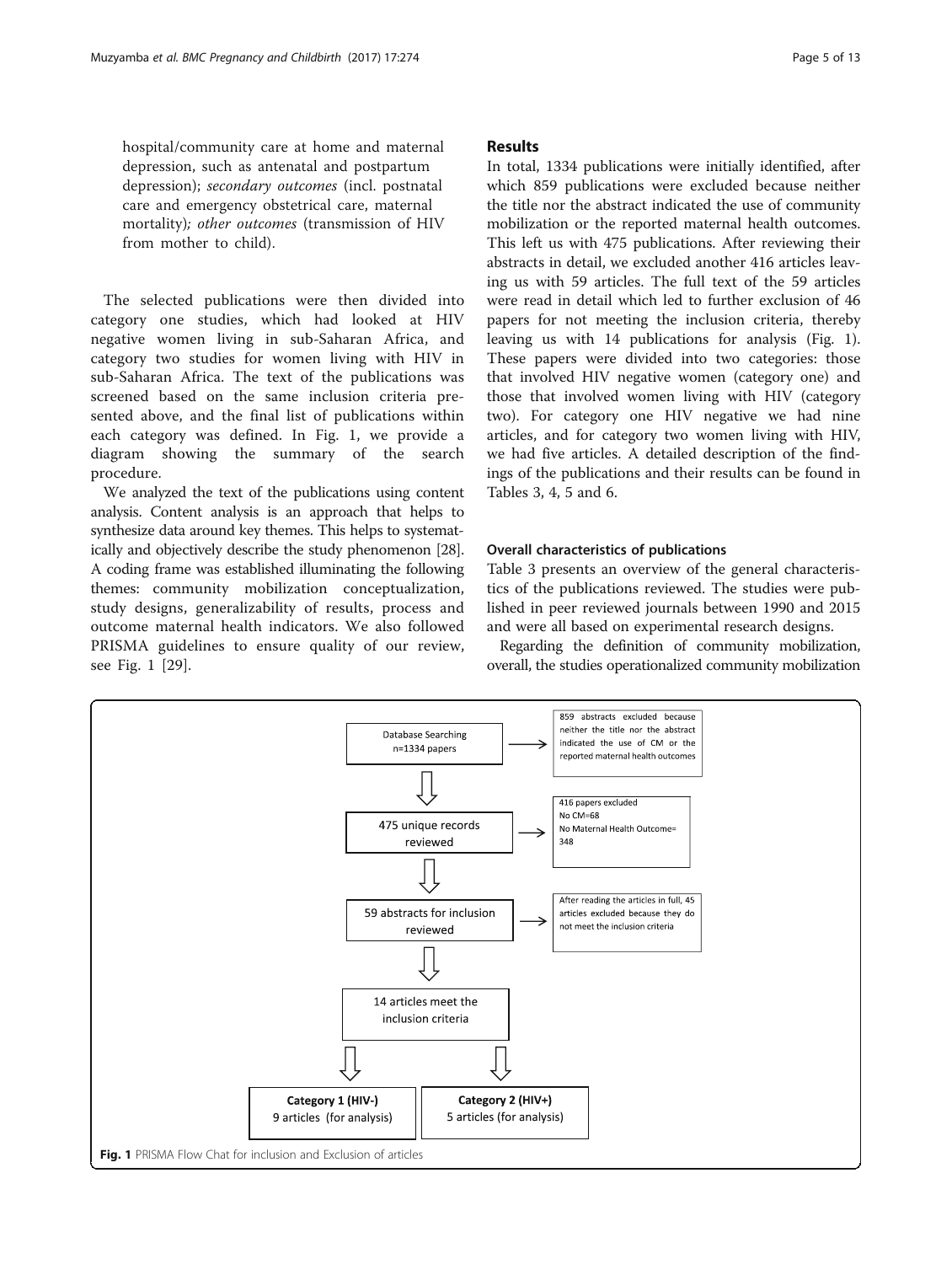hospital/community care at home and maternal depression, such as antenatal and postpartum depression); *secondary outcomes* (incl. postnatal care and emergency obstetrical care, maternal mortality); *other outcomes* (transmission of HIV from mother to child).

The selected publications were then divided into category one studies, which had looked at HIV negative women living in sub-Saharan Africa, and category two studies for women living with HIV in sub-Saharan Africa. The text of the publications was screened based on the same inclusion criteria presented above, and the final list of publications within each category was defined. In Fig. 1, we provide a diagram showing the summary of the search procedure.

We analyzed the text of the publications using content analysis. Content analysis is an approach that helps to synthesize data around key themes. This helps to systematically and objectively describe the study phenomenon [28]. A coding frame was established illuminating the following themes: community mobilization conceptualization, study designs, generalizability of results, process and outcome maternal health indicators. We also followed PRISMA guidelines to ensure quality of our review, see Fig. 1 [29].

## Results

In total, 1334 publications were initially identified, after which 859 publications were excluded because neither the title nor the abstract indicated the use of community mobilization or the reported maternal health outcomes. This left us with 475 publications. After reviewing their abstracts in detail, we excluded another 416 articles leaving us with 59 articles. The full text of the 59 articles were read in detail which led to further exclusion of 46 papers for not meeting the inclusion criteria, thereby leaving us with 14 publications for analysis (Fig. 1). These papers were divided into two categories: those that involved HIV negative women (category one) and those that involved women living with HIV (category two). For category one HIV negative we had nine articles, and for category two women living with HIV, we had five articles. A detailed description of the findings of the publications and their results can be found in Tables 3, 4, 5 and 6.

### Overall characteristics of publications

Table 3 presents an overview of the general characteristics of the publications reviewed. The studies were published in peer reviewed journals between 1990 and 2015 and were all based on experimental research designs.

Regarding the definition of community mobilization, overall, the studies operationalized community mobilization

Database Searching n=1334 papers → 859 abstracts excluded because neither the title nor the abstract indicated the use of CM or the reported maternal health outcomes

475 unique records reviewed → 416 papers excluded; No CM=68; No Maternal Health Outcome= 348

59 abstracts for inclusion reviewed → After reading the articles in full, 45 articles excluded because they do not meet the inclusion criteria

14 articles meet the inclusion criteria

**Category 1 (HIV-)** 9 articles (for analysis)

**Category 2 (HIV+)** 5 articles (for analysis)

**Fig. 1** PRISMA Flow Chat for inclusion and Exclusion of articles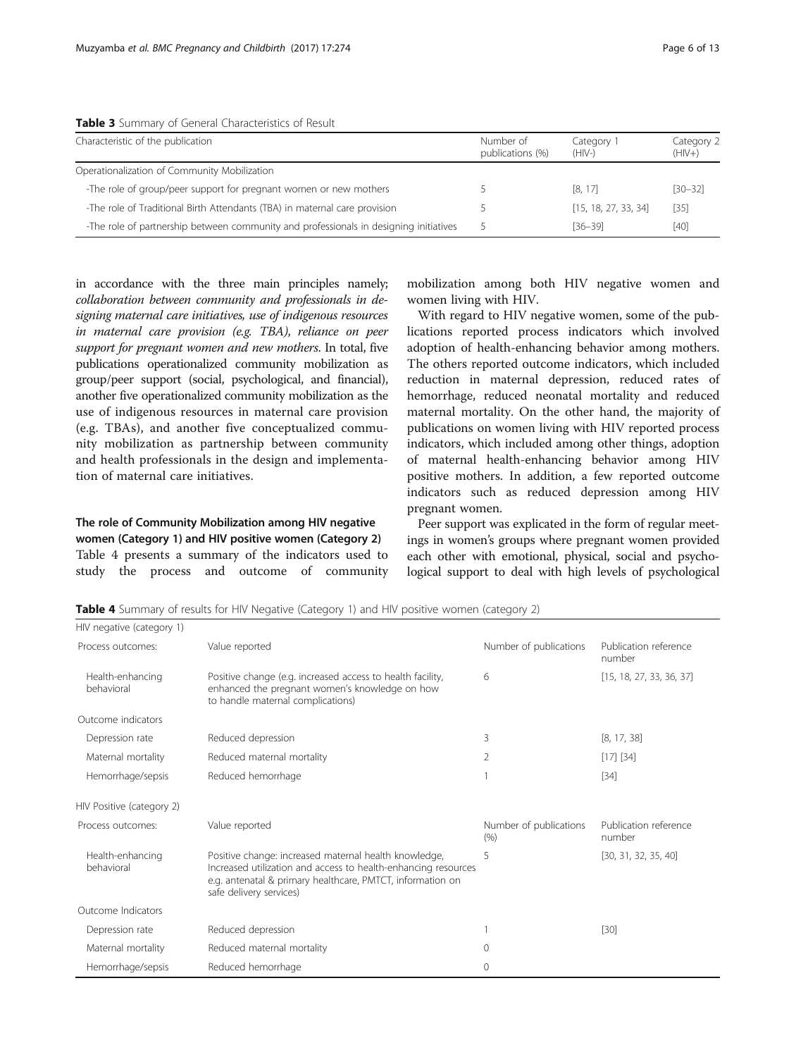**Table 3** Summary of General Characteristics of Result

| Characteristic of the publication | Number of publications (%) | Category 1 (HIV-) | Category 2 (HIV+) |
|---|---|---|---|
| Operationalization of Community Mobilization | | | |
| -The role of group/peer support for pregnant women or new mothers | 5 | [8, 17] | [30–32] |
| -The role of Traditional Birth Attendants (TBA) in maternal care provision | 5 | [15, 18, 27, 33, 34] | [35] |
| -The role of partnership between community and professionals in designing initiatives | 5 | [36–39] | [40] |

in accordance with the three main principles namely; *collaboration between community and professionals in designing maternal care initiatives, use of indigenous resources in maternal care provision (e.g. TBA), reliance on peer support for pregnant women and new mothers*. In total, five publications operationalized community mobilization as group/peer support (social, psychological, and financial), another five operationalized community mobilization as the use of indigenous resources in maternal care provision (e.g. TBAs), and another five conceptualized community mobilization as partnership between community and health professionals in the design and implementation of maternal care initiatives.

### The role of Community Mobilization among HIV negative women (Category 1) and HIV positive women (Category 2)

Table 4 presents a summary of the indicators used to study the process and outcome of community mobilization among both HIV negative women and women living with HIV.

With regard to HIV negative women, some of the publications reported process indicators which involved adoption of health-enhancing behavior among mothers. The others reported outcome indicators, which included reduction in maternal depression, reduced rates of hemorrhage, reduced neonatal mortality and reduced maternal mortality. On the other hand, the majority of publications on women living with HIV reported process indicators, which included among other things, adoption of maternal health-enhancing behavior among HIV positive mothers. In addition, a few reported outcome indicators such as reduced depression among HIV pregnant women.

Peer support was explicated in the form of regular meetings in women's groups where pregnant women provided each other with emotional, physical, social and psychological support to deal with high levels of psychological

**Table 4** Summary of results for HIV Negative (Category 1) and HIV positive women (category 2)

| HIV negative (category 1) | | | |
|---|---|---|---|
| Process outcomes: | Value reported | Number of publications | Publication reference number |
| Health-enhancing behavioral | Positive change (e.g. increased access to health facility, enhanced the pregnant women's knowledge on how to handle maternal complications) | 6 | [15, 18, 27, 33, 36, 37] |
| Outcome indicators | | | |
| Depression rate | Reduced depression | 3 | [8, 17, 38] |
| Maternal mortality | Reduced maternal mortality | 2 | [17] [34] |
| Hemorrhage/sepsis | Reduced hemorrhage | 1 | [34] |
| HIV Positive (category 2) | | | |
| Process outcomes: | Value reported | Number of publications (%) | Publication reference number |
| Health-enhancing behavioral | Positive change: increased maternal health knowledge, Increased utilization and access to health-enhancing resources e.g. antenatal & primary healthcare, PMTCT, information on safe delivery services) | 5 | [30, 31, 32, 35, 40] |
| Outcome Indicators | | | |
| Depression rate | Reduced depression | 1 | [30] |
| Maternal mortality | Reduced maternal mortality | 0 | |
| Hemorrhage/sepsis | Reduced hemorrhage | 0 | |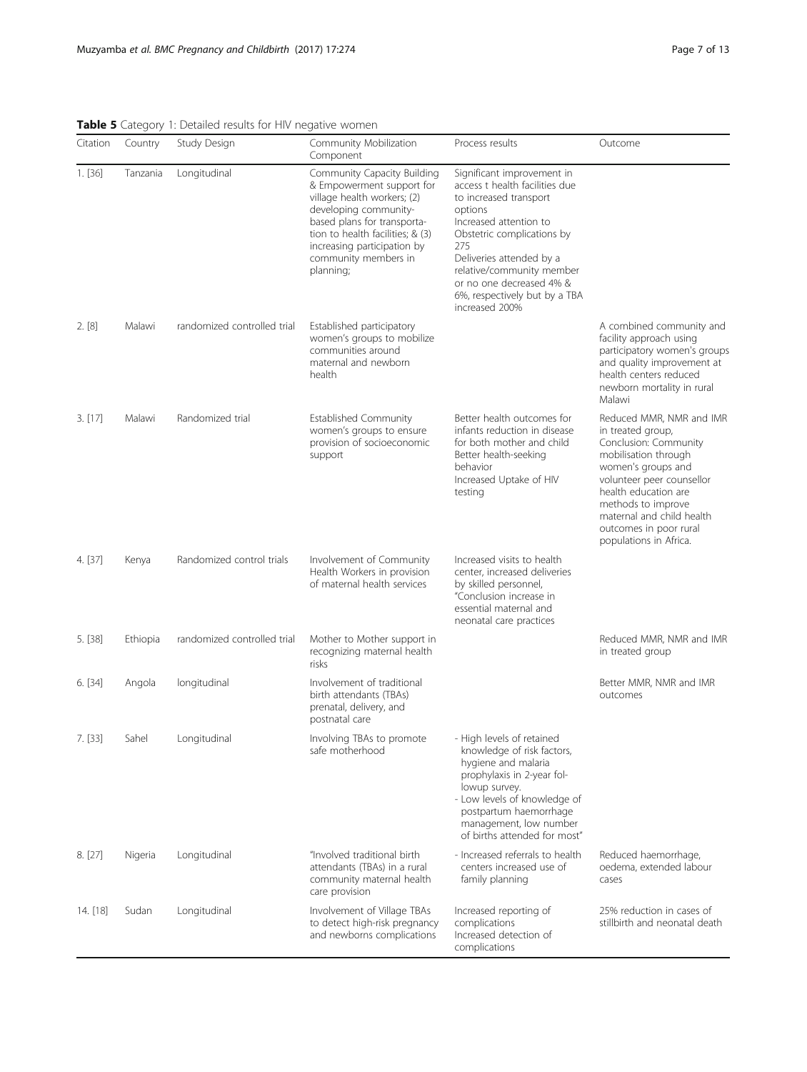**Table 5** Category 1: Detailed results for HIV negative women

| Citation | Country | Study Design | Community Mobilization Component | Process results | Outcome |
|---|---|---|---|---|---|
| 1. [36] | Tanzania | Longitudinal | Community Capacity Building & Empowerment support for village health workers; (2) developing community-based plans for transportation to health facilities; & (3) increasing participation by community members in planning; | Significant improvement in access t health facilities due to increased transport options<br>Increased attention to Obstetric complications by 275<br>Deliveries attended by a relative/community member or no one decreased 4% & 6%, respectively but by a TBA increased 200% | |
| 2. [8] | Malawi | randomized controlled trial | Established participatory women's groups to mobilize communities around maternal and newborn health | | A combined community and facility approach using participatory women's groups and quality improvement at health centers reduced newborn mortality in rural Malawi |
| 3. [17] | Malawi | Randomized trial | Established Community women's groups to ensure provision of socioeconomic support | Better health outcomes for infants reduction in disease for both mother and child<br>Better health-seeking behavior<br>Increased Uptake of HIV testing | Reduced MMR, NMR and IMR in treated group,<br>Conclusion: Community mobilisation through women's groups and volunteer peer counsellor health education are methods to improve maternal and child health outcomes in poor rural populations in Africa. |
| 4. [37] | Kenya | Randomized control trials | Involvement of Community Health Workers in provision of maternal health services | Increased visits to health center, increased deliveries by skilled personnel,<br>"Conclusion increase in essential maternal and neonatal care practices | |
| 5. [38] | Ethiopia | randomized controlled trial | Mother to Mother support in recognizing maternal health risks | | Reduced MMR, NMR and IMR in treated group |
| 6. [34] | Angola | longitudinal | Involvement of traditional birth attendants (TBAs) prenatal, delivery, and postnatal care | | Better MMR, NMR and IMR outcomes |
| 7. [33] | Sahel | Longitudinal | Involving TBAs to promote safe motherhood | - High levels of retained knowledge of risk factors, hygiene and malaria prophylaxis in 2-year followup survey.<br>- Low levels of knowledge of postpartum haemorrhage management, low number of births attended for most" | |
| 8. [27] | Nigeria | Longitudinal | "Involved traditional birth attendants (TBAs) in a rural community maternal health care provision | - Increased referrals to health centers increased use of family planning | Reduced haemorrhage, oedema, extended labour cases |
| 14. [18] | Sudan | Longitudinal | Involvement of Village TBAs to detect high-risk pregnancy and newborns complications | Increased reporting of complications<br>Increased detection of complications | 25% reduction in cases of stillbirth and neonatal death |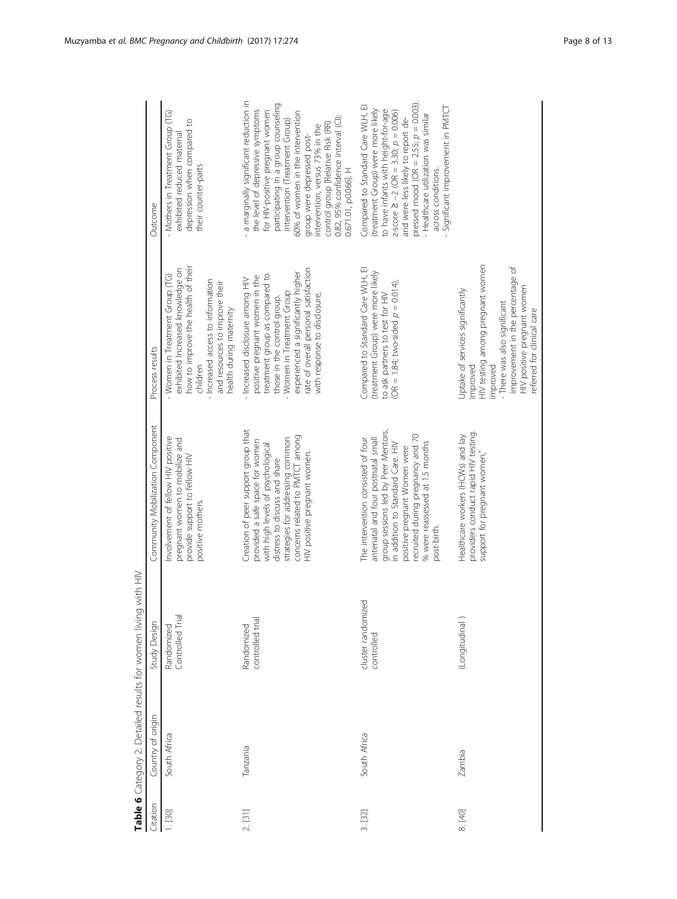**Table 6** Category 2: Detailed results for women living with HIV

| Citation | Country of origin | Study Design | Community Mobilization Component | Process results | Outcome |
|---|---|---|---|---|---|
| 1. [30] | South Africa | Randomized Controlled Trial | Involvement of fellow HIV positive pregnant women to mobilize and provide support to fellow HIV positive mothers. | - Women in Treatment Group (TG) exhibited Increased knowledge on how to improve the health of their children<br>- Increased access to information and resources to improve their health during maternity | - Mothers in Treatment Group (TG) exhibited reduced maternal depression when compared to their counter-parts |
| 2. [31] | Tanzania | Randomized controlled trial | Creation of peer support group that provided a safe space for women with high levels of psychological distress to discuss and share strategies for addressing common concerns related to PMTCT among HIV positive pregnant women. | - Increased disclosure among HIV positive pregnant women in the treatment group as compared to those in the control group.<br>- Women in Treatment Group experienced a significantly higher rate of overall personal satisfaction with response to disclosure, | - a marginally significant reduction in the level of depressive symptoms for HIV-positive pregnant women participating in a group counseling intervention (Treatment Group) 60% of women in the intervention group were depressed post-intervention, versus 73% in the control group [Relative Risk (RR) 0.82, 95% confidence interval (CI): 0.671.01, p0.066]. H |
| 3. [32] | South Africa | cluster randomized controlled | The intervention consisted of four antenatal and four postnatal small group sessions led by Peer Mentors, in addition to Standard Care. HIV positive pregnant Women were recruited during pregnancy and 70 % were reassessed at 1.5 months post-birth. | Compared to Standard Care WLH, EI (treatment Group) were more likely to ask partners to test for HIV (OR = 1.84; two-sided $p = 0.014$), | Compared to Standard Care WLH, EI (treatment Group) were more likely to have infants with height-for-age z-score ≥ −2 (OR = 3.30; $p = 0.006$) and were less likely to report de-pressed mood (OR = 2.55; $p = 0.003$).<br>- Healthcare utilization was similar across conditions.<br>- Significant improvement in PMTCT |
| 8. [40] | Zambia | (Longitudinal ) | Healthcare workers (HCWs) and lay providers conduct rapid HIV testing. support for pregnant women," | Uptake of services significantly improved<br>HIV testing among pregnant women improved<br>- There was also significant improvement in the percentage of HIV positive pregnant women referred for clinical care | |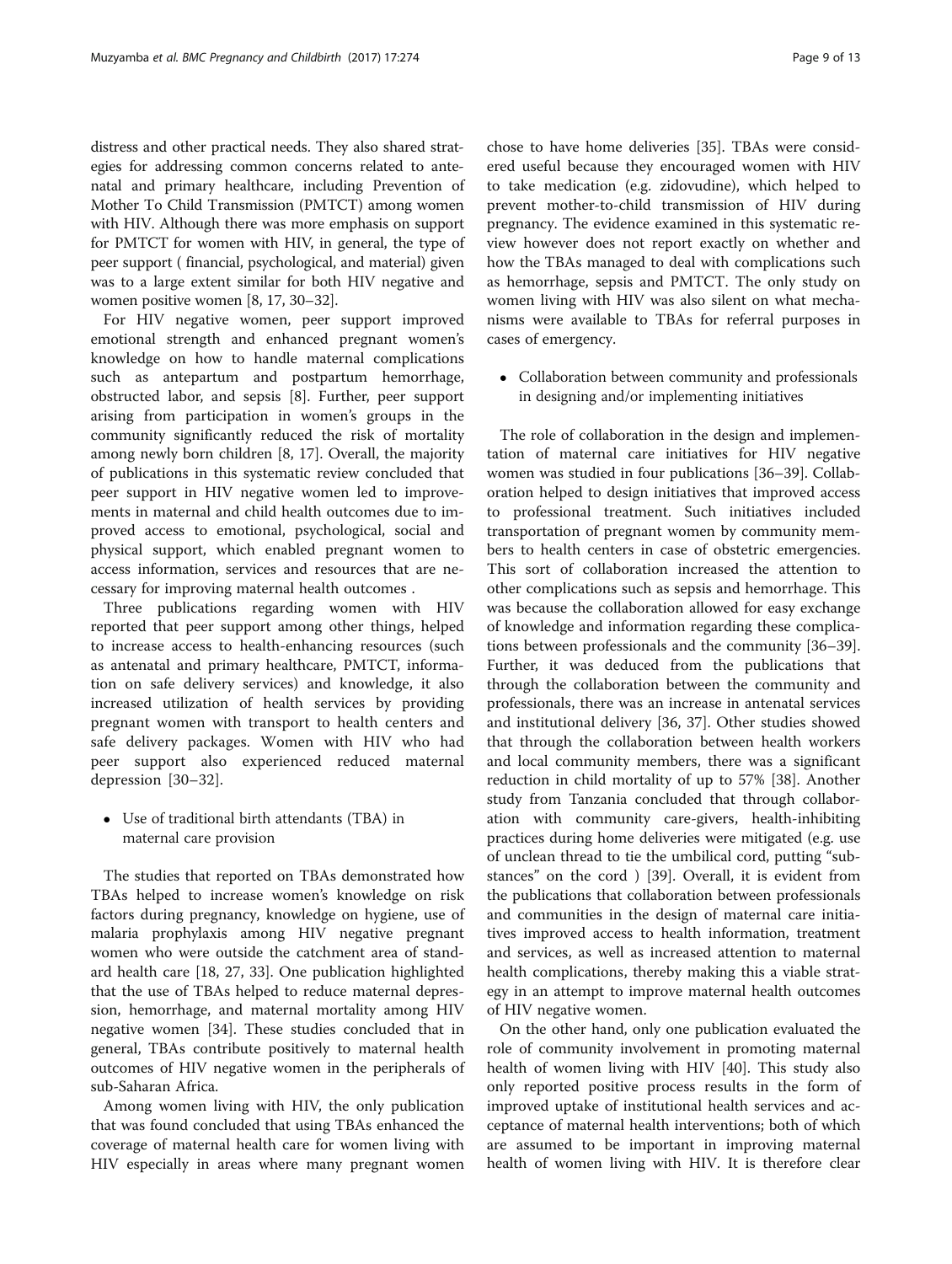distress and other practical needs. They also shared strategies for addressing common concerns related to antenatal and primary healthcare, including Prevention of Mother To Child Transmission (PMTCT) among women with HIV. Although there was more emphasis on support for PMTCT for women with HIV, in general, the type of peer support ( financial, psychological, and material) given was to a large extent similar for both HIV negative and women positive women [8, 17, 30–32].

For HIV negative women, peer support improved emotional strength and enhanced pregnant women's knowledge on how to handle maternal complications such as antepartum and postpartum hemorrhage, obstructed labor, and sepsis [8]. Further, peer support arising from participation in women's groups in the community significantly reduced the risk of mortality among newly born children [8, 17]. Overall, the majority of publications in this systematic review concluded that peer support in HIV negative women led to improvements in maternal and child health outcomes due to improved access to emotional, psychological, social and physical support, which enabled pregnant women to access information, services and resources that are necessary for improving maternal health outcomes .

Three publications regarding women with HIV reported that peer support among other things, helped to increase access to health-enhancing resources (such as antenatal and primary healthcare, PMTCT, information on safe delivery services) and knowledge, it also increased utilization of health services by providing pregnant women with transport to health centers and safe delivery packages. Women with HIV who had peer support also experienced reduced maternal depression [30–32].

- Use of traditional birth attendants (TBA) in maternal care provision

The studies that reported on TBAs demonstrated how TBAs helped to increase women's knowledge on risk factors during pregnancy, knowledge on hygiene, use of malaria prophylaxis among HIV negative pregnant women who were outside the catchment area of standard health care [18, 27, 33]. One publication highlighted that the use of TBAs helped to reduce maternal depression, hemorrhage, and maternal mortality among HIV negative women [34]. These studies concluded that in general, TBAs contribute positively to maternal health outcomes of HIV negative women in the peripherals of sub-Saharan Africa.

Among women living with HIV, the only publication that was found concluded that using TBAs enhanced the coverage of maternal health care for women living with HIV especially in areas where many pregnant women chose to have home deliveries [35]. TBAs were considered useful because they encouraged women with HIV to take medication (e.g. zidovudine), which helped to prevent mother-to-child transmission of HIV during pregnancy. The evidence examined in this systematic review however does not report exactly on whether and how the TBAs managed to deal with complications such as hemorrhage, sepsis and PMTCT. The only study on women living with HIV was also silent on what mechanisms were available to TBAs for referral purposes in cases of emergency.

- Collaboration between community and professionals in designing and/or implementing initiatives

The role of collaboration in the design and implementation of maternal care initiatives for HIV negative women was studied in four publications [36–39]. Collaboration helped to design initiatives that improved access to professional treatment. Such initiatives included transportation of pregnant women by community members to health centers in case of obstetric emergencies. This sort of collaboration increased the attention to other complications such as sepsis and hemorrhage. This was because the collaboration allowed for easy exchange of knowledge and information regarding these complications between professionals and the community [36–39]. Further, it was deduced from the publications that through the collaboration between the community and professionals, there was an increase in antenatal services and institutional delivery [36, 37]. Other studies showed that through the collaboration between health workers and local community members, there was a significant reduction in child mortality of up to 57% [38]. Another study from Tanzania concluded that through collaboration with community care-givers, health-inhibiting practices during home deliveries were mitigated (e.g. use of unclean thread to tie the umbilical cord, putting "substances" on the cord ) [39]. Overall, it is evident from the publications that collaboration between professionals and communities in the design of maternal care initiatives improved access to health information, treatment and services, as well as increased attention to maternal health complications, thereby making this a viable strategy in an attempt to improve maternal health outcomes of HIV negative women.

On the other hand, only one publication evaluated the role of community involvement in promoting maternal health of women living with HIV [40]. This study also only reported positive process results in the form of improved uptake of institutional health services and acceptance of maternal health interventions; both of which are assumed to be important in improving maternal health of women living with HIV. It is therefore clear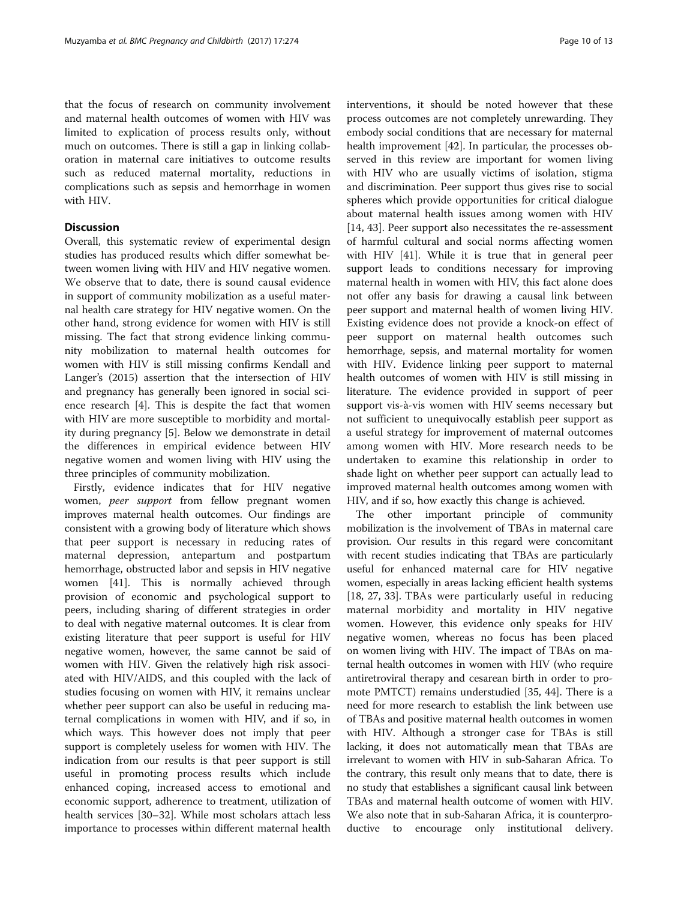that the focus of research on community involvement and maternal health outcomes of women with HIV was limited to explication of process results only, without much on outcomes. There is still a gap in linking collaboration in maternal care initiatives to outcome results such as reduced maternal mortality, reductions in complications such as sepsis and hemorrhage in women with HIV.

## Discussion

Overall, this systematic review of experimental design studies has produced results which differ somewhat between women living with HIV and HIV negative women. We observe that to date, there is sound causal evidence in support of community mobilization as a useful maternal health care strategy for HIV negative women. On the other hand, strong evidence for women with HIV is still missing. The fact that strong evidence linking community mobilization to maternal health outcomes for women with HIV is still missing confirms Kendall and Langer's (2015) assertion that the intersection of HIV and pregnancy has generally been ignored in social science research [4]. This is despite the fact that women with HIV are more susceptible to morbidity and mortality during pregnancy [5]. Below we demonstrate in detail the differences in empirical evidence between HIV negative women and women living with HIV using the three principles of community mobilization.

Firstly, evidence indicates that for HIV negative women, *peer support* from fellow pregnant women improves maternal health outcomes. Our findings are consistent with a growing body of literature which shows that peer support is necessary in reducing rates of maternal depression, antepartum and postpartum hemorrhage, obstructed labor and sepsis in HIV negative women [41]. This is normally achieved through provision of economic and psychological support to peers, including sharing of different strategies in order to deal with negative maternal outcomes. It is clear from existing literature that peer support is useful for HIV negative women, however, the same cannot be said of women with HIV. Given the relatively high risk associated with HIV/AIDS, and this coupled with the lack of studies focusing on women with HIV, it remains unclear whether peer support can also be useful in reducing maternal complications in women with HIV, and if so, in which ways. This however does not imply that peer support is completely useless for women with HIV. The indication from our results is that peer support is still useful in promoting process results which include enhanced coping, increased access to emotional and economic support, adherence to treatment, utilization of health services [30–32]. While most scholars attach less importance to processes within different maternal health interventions, it should be noted however that these process outcomes are not completely unrewarding. They embody social conditions that are necessary for maternal health improvement [42]. In particular, the processes observed in this review are important for women living with HIV who are usually victims of isolation, stigma and discrimination. Peer support thus gives rise to social spheres which provide opportunities for critical dialogue about maternal health issues among women with HIV [14, 43]. Peer support also necessitates the re-assessment of harmful cultural and social norms affecting women with HIV [41]. While it is true that in general peer support leads to conditions necessary for improving maternal health in women with HIV, this fact alone does not offer any basis for drawing a causal link between peer support and maternal health of women living HIV. Existing evidence does not provide a knock-on effect of peer support on maternal health outcomes such hemorrhage, sepsis, and maternal mortality for women with HIV. Evidence linking peer support to maternal health outcomes of women with HIV is still missing in literature. The evidence provided in support of peer support vis-à-vis women with HIV seems necessary but not sufficient to unequivocally establish peer support as a useful strategy for improvement of maternal outcomes among women with HIV. More research needs to be undertaken to examine this relationship in order to shade light on whether peer support can actually lead to improved maternal health outcomes among women with HIV, and if so, how exactly this change is achieved.

The other important principle of community mobilization is the involvement of TBAs in maternal care provision. Our results in this regard were concomitant with recent studies indicating that TBAs are particularly useful for enhanced maternal care for HIV negative women, especially in areas lacking efficient health systems [18, 27, 33]. TBAs were particularly useful in reducing maternal morbidity and mortality in HIV negative women. However, this evidence only speaks for HIV negative women, whereas no focus has been placed on women living with HIV. The impact of TBAs on maternal health outcomes in women with HIV (who require antiretroviral therapy and cesarean birth in order to promote PMTCT) remains understudied [35, 44]. There is a need for more research to establish the link between use of TBAs and positive maternal health outcomes in women with HIV. Although a stronger case for TBAs is still lacking, it does not automatically mean that TBAs are irrelevant to women with HIV in sub-Saharan Africa. To the contrary, this result only means that to date, there is no study that establishes a significant causal link between TBAs and maternal health outcome of women with HIV. We also note that in sub-Saharan Africa, it is counterproductive to encourage only institutional delivery.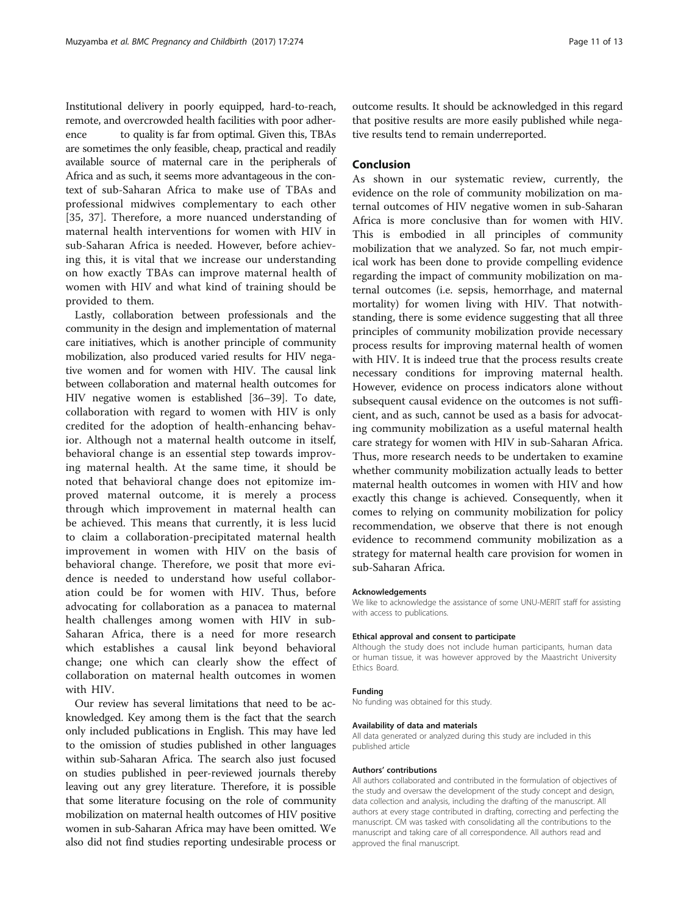Institutional delivery in poorly equipped, hard-to-reach, remote, and overcrowded health facilities with poor adherence to quality is far from optimal. Given this, TBAs are sometimes the only feasible, cheap, practical and readily available source of maternal care in the peripherals of Africa and as such, it seems more advantageous in the context of sub-Saharan Africa to make use of TBAs and professional midwives complementary to each other [35, 37]. Therefore, a more nuanced understanding of maternal health interventions for women with HIV in sub-Saharan Africa is needed. However, before achieving this, it is vital that we increase our understanding on how exactly TBAs can improve maternal health of women with HIV and what kind of training should be provided to them.

Lastly, collaboration between professionals and the community in the design and implementation of maternal care initiatives, which is another principle of community mobilization, also produced varied results for HIV negative women and for women with HIV. The causal link between collaboration and maternal health outcomes for HIV negative women is established [36–39]. To date, collaboration with regard to women with HIV is only credited for the adoption of health-enhancing behavior. Although not a maternal health outcome in itself, behavioral change is an essential step towards improving maternal health. At the same time, it should be noted that behavioral change does not epitomize improved maternal outcome, it is merely a process through which improvement in maternal health can be achieved. This means that currently, it is less lucid to claim a collaboration-precipitated maternal health improvement in women with HIV on the basis of behavioral change. Therefore, we posit that more evidence is needed to understand how useful collaboration could be for women with HIV. Thus, before advocating for collaboration as a panacea to maternal health challenges among women with HIV in sub-Saharan Africa, there is a need for more research which establishes a causal link beyond behavioral change; one which can clearly show the effect of collaboration on maternal health outcomes in women with HIV.

Our review has several limitations that need to be acknowledged. Key among them is the fact that the search only included publications in English. This may have led to the omission of studies published in other languages within sub-Saharan Africa. The search also just focused on studies published in peer-reviewed journals thereby leaving out any grey literature. Therefore, it is possible that some literature focusing on the role of community mobilization on maternal health outcomes of HIV positive women in sub-Saharan Africa may have been omitted. We also did not find studies reporting undesirable process or outcome results. It should be acknowledged in this regard that positive results are more easily published while negative results tend to remain underreported.

## Conclusion

As shown in our systematic review, currently, the evidence on the role of community mobilization on maternal outcomes of HIV negative women in sub-Saharan Africa is more conclusive than for women with HIV. This is embodied in all principles of community mobilization that we analyzed. So far, not much empirical work has been done to provide compelling evidence regarding the impact of community mobilization on maternal outcomes (i.e. sepsis, hemorrhage, and maternal mortality) for women living with HIV. That notwithstanding, there is some evidence suggesting that all three principles of community mobilization provide necessary process results for improving maternal health of women with HIV. It is indeed true that the process results create necessary conditions for improving maternal health. However, evidence on process indicators alone without subsequent causal evidence on the outcomes is not sufficient, and as such, cannot be used as a basis for advocating community mobilization as a useful maternal health care strategy for women with HIV in sub-Saharan Africa. Thus, more research needs to be undertaken to examine whether community mobilization actually leads to better maternal health outcomes in women with HIV and how exactly this change is achieved. Consequently, when it comes to relying on community mobilization for policy recommendation, we observe that there is not enough evidence to recommend community mobilization as a strategy for maternal health care provision for women in sub-Saharan Africa.

#### Acknowledgements

We like to acknowledge the assistance of some UNU-MERIT staff for assisting with access to publications.

#### Ethical approval and consent to participate

Although the study does not include human participants, human data or human tissue, it was however approved by the Maastricht University Ethics Board.

#### Funding

No funding was obtained for this study.

#### Availability of data and materials

All data generated or analyzed during this study are included in this published article

#### Authors' contributions

All authors collaborated and contributed in the formulation of objectives of the study and oversaw the development of the study concept and design, data collection and analysis, including the drafting of the manuscript. All authors at every stage contributed in drafting, correcting and perfecting the manuscript. CM was tasked with consolidating all the contributions to the manuscript and taking care of all correspondence. All authors read and approved the final manuscript.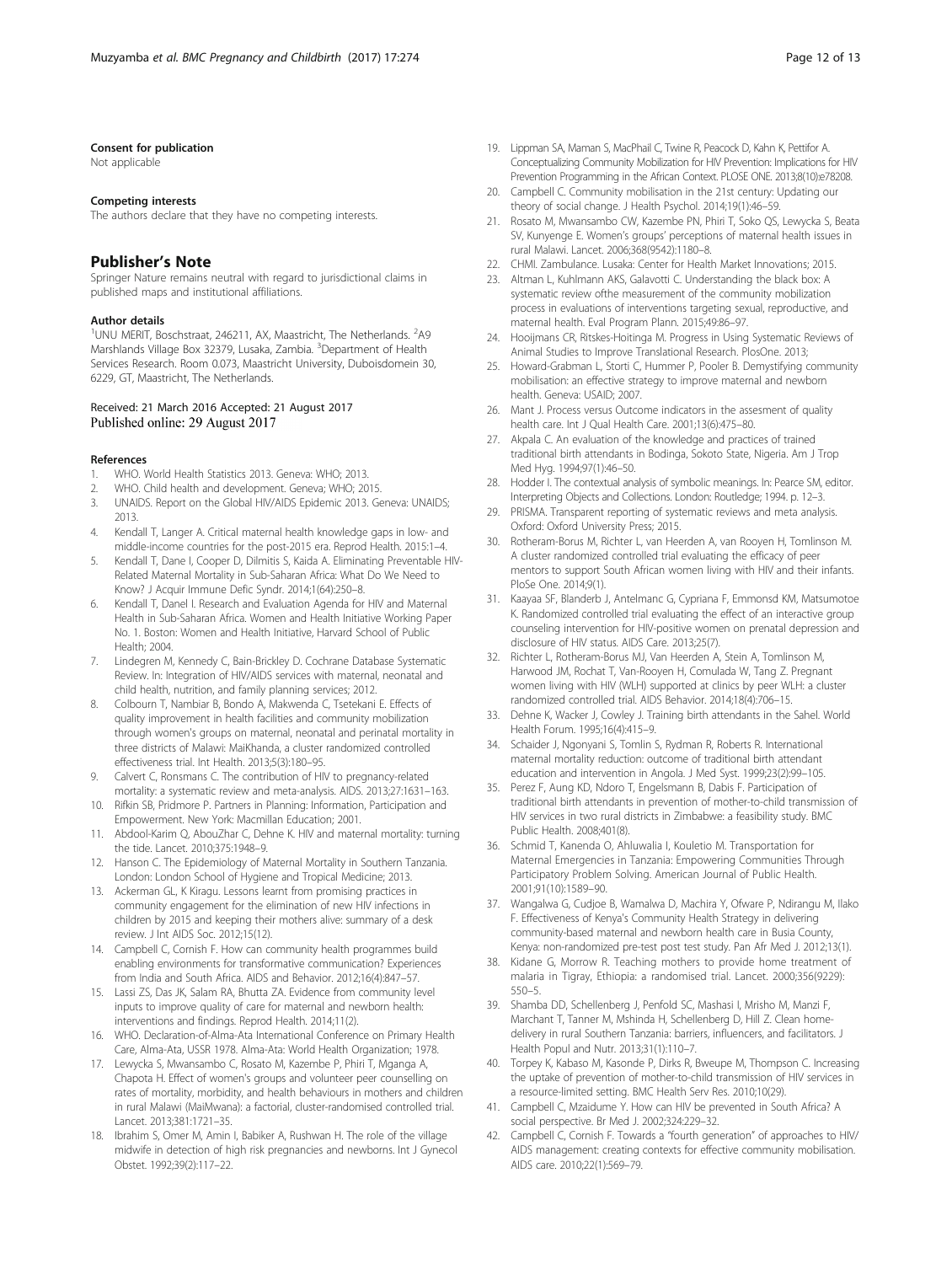#### Consent for publication
Not applicable

#### Competing interests
The authors declare that they have no competing interests.

## Publisher's Note

Springer Nature remains neutral with regard to jurisdictional claims in published maps and institutional affiliations.

#### Author details
[1]UNU MERIT, Boschstraat, 246211, AX, Maastricht, The Netherlands. [2]A9 Marshlands Village Box 32379, Lusaka, Zambia. [3]Department of Health Services Research. Room 0.073, Maastricht University, Duboisdomein 30, 6229, GT, Maastricht, The Netherlands.

Received: 21 March 2016 Accepted: 21 August 2017
Published online: 29 August 2017

#### References

1. WHO. World Health Statistics 2013. Geneva: WHO; 2013.
2. WHO. Child health and development. Geneva; WHO; 2015.
3. UNAIDS. Report on the Global HIV/AIDS Epidemic 2013. Geneva: UNAIDS; 2013.
4. Kendall T, Langer A. Critical maternal health knowledge gaps in low- and middle-income countries for the post-2015 era. Reprod Health. 2015:1–4.
5. Kendall T, Dane I, Cooper D, Dilmitis S, Kaida A. Eliminating Preventable HIV-Related Maternal Mortality in Sub-Saharan Africa: What Do We Need to Know? J Acquir Immune Defic Syndr. 2014;1(64):250–8.
6. Kendall T, Danel I. Research and Evaluation Agenda for HIV and Maternal Health in Sub-Saharan Africa. Women and Health Initiative Working Paper No. 1. Boston: Women and Health Initiative, Harvard School of Public Health; 2004.
7. Lindegren M, Kennedy C, Bain-Brickley D. Cochrane Database Systematic Review. In: Integration of HIV/AIDS services with maternal, neonatal and child health, nutrition, and family planning services; 2012.
8. Colbourn T, Nambiar B, Bondo A, Makwenda C, Tsetekani E. Effects of quality improvement in health facilities and community mobilization through women's groups on maternal, neonatal and perinatal mortality in three districts of Malawi: MaiKhanda, a cluster randomized controlled effectiveness trial. Int Health. 2013;5(3):180–95.
9. Calvert C, Ronsmans C. The contribution of HIV to pregnancy-related mortality: a systematic review and meta-analysis. AIDS. 2013;27:1631–163.
10. Rifkin SB, Pridmore P. Partners in Planning: Information, Participation and Empowerment. New York: Macmillan Education; 2001.
11. Abdool-Karim Q, AbouZhar C, Dehne K. HIV and maternal mortality: turning the tide. Lancet. 2010;375:1948–9.
12. Hanson C. The Epidemiology of Maternal Mortality in Southern Tanzania. London: London School of Hygiene and Tropical Medicine; 2013.
13. Ackerman GL, K Kiragu. Lessons learnt from promising practices in community engagement for the elimination of new HIV infections in children by 2015 and keeping their mothers alive: summary of a desk review. J Int AIDS Soc. 2012;15(12).
14. Campbell C, Cornish F. How can community health programmes build enabling environments for transformative communication? Experiences from India and South Africa. AIDS and Behavior. 2012;16(4):847–57.
15. Lassi ZS, Das JK, Salam RA, Bhutta ZA. Evidence from community level inputs to improve quality of care for maternal and newborn health: interventions and findings. Reprod Health. 2014;11(2).
16. WHO. Declaration-of-Alma-Ata International Conference on Primary Health Care, Alma-Ata, USSR 1978. Alma-Ata: World Health Organization; 1978.
17. Lewycka S, Mwansambo C, Rosato M, Kazembe P, Phiri T, Mganga A, Chapota H. Effect of women's groups and volunteer peer counselling on rates of mortality, morbidity, and health behaviours in mothers and children in rural Malawi (MaiMwana): a factorial, cluster-randomised controlled trial. Lancet. 2013;381:1721–35.
18. Ibrahim S, Omer M, Amin I, Babiker A, Rushwan H. The role of the village midwife in detection of high risk pregnancies and newborns. Int J Gynecol Obstet. 1992;39(2):117–22.
19. Lippman SA, Maman S, MacPhail C, Twine R, Peacock D, Kahn K, Pettifor A. Conceptualizing Community Mobilization for HIV Prevention: Implications for HIV Prevention Programming in the African Context. PLOSE ONE. 2013;8(10):e78208.
20. Campbell C. Community mobilisation in the 21st century: Updating our theory of social change. J Health Psychol. 2014;19(1):46–59.
21. Rosato M, Mwansambo CW, Kazembe PN, Phiri T, Soko QS, Lewycka S, Beata SV, Kunyenge E. Women's groups' perceptions of maternal health issues in rural Malawi. Lancet. 2006;368(9542):1180–8.
22. CHMI. Zambulance. Lusaka: Center for Health Market Innovations; 2015.
23. Altman L, Kuhlmann AKS, Galavotti C. Understanding the black box: A systematic review ofthe measurement of the community mobilization process in evaluations of interventions targeting sexual, reproductive, and maternal health. Eval Program Plann. 2015;49:86–97.
24. Hooijmans CR, Ritskes-Hoitinga M. Progress in Using Systematic Reviews of Animal Studies to Improve Translational Research. PlosOne. 2013;
25. Howard-Grabman L, Storti C, Hummer P, Pooler B. Demystifying community mobilisation: an effective strategy to improve maternal and newborn health. Geneva: USAID; 2007.
26. Mant J. Process versus Outcome indicators in the assesment of quality health care. Int J Qual Health Care. 2001;13(6):475–80.
27. Akpala C. An evaluation of the knowledge and practices of trained traditional birth attendants in Bodinga, Sokoto State, Nigeria. Am J Trop Med Hyg. 1994;97(1):46–50.
28. Hodder I. The contextual analysis of symbolic meanings. In: Pearce SM, editor. Interpreting Objects and Collections. London: Routledge; 1994. p. 12–3.
29. PRISMA. Transparent reporting of systematic reviews and meta analysis. Oxford: Oxford University Press; 2015.
30. Rotheram-Borus M, Richter L, van Heerden A, van Rooyen H, Tomlinson M. A cluster randomized controlled trial evaluating the efficacy of peer mentors to support South African women living with HIV and their infants. PloSe One. 2014;9(1).
31. Kaayaa SF, Blanderb J, Antelmanc G, Cypriana F, Emmonsd KM, Matsumotoe K. Randomized controlled trial evaluating the effect of an interactive group counseling intervention for HIV-positive women on prenatal depression and disclosure of HIV status. AIDS Care. 2013;25(7).
32. Richter L, Rotheram-Borus MJ, Van Heerden A, Stein A, Tomlinson M, Harwood JM, Rochat T, Van-Rooyen H, Comulada W, Tang Z. Pregnant women living with HIV (WLH) supported at clinics by peer WLH: a cluster randomized controlled trial. AIDS Behavior. 2014;18(4):706–15.
33. Dehne K, Wacker J, Cowley J. Training birth attendants in the Sahel. World Health Forum. 1995;16(4):415–9.
34. Schaider J, Ngonyani S, Tomlin S, Rydman R, Roberts R. International maternal mortality reduction: outcome of traditional birth attendant education and intervention in Angola. J Med Syst. 1999;23(2):99–105.
35. Perez F, Aung KD, Ndoro T, Engelsmann B, Dabis F. Participation of traditional birth attendants in prevention of mother-to-child transmission of HIV services in two rural districts in Zimbabwe: a feasibility study. BMC Public Health. 2008;401(8).
36. Schmid T, Kanenda O, Ahluwalia I, Kouletio M. Transportation for Maternal Emergencies in Tanzania: Empowering Communities Through Participatory Problem Solving. American Journal of Public Health. 2001;91(10):1589–90.
37. Wangalwa G, Cudjoe B, Wamalwa D, Machira Y, Ofware P, Ndirangu M, Ilako F. Effectiveness of Kenya's Community Health Strategy in delivering community-based maternal and newborn health care in Busia County, Kenya: non-randomized pre-test post test study. Pan Afr Med J. 2012;13(1).
38. Kidane G, Morrow R. Teaching mothers to provide home treatment of malaria in Tigray, Ethiopia: a randomised trial. Lancet. 2000;356(9229): 550–5.
39. Shamba DD, Schellenberg J, Penfold SC, Mashasi I, Mrisho M, Manzi F, Marchant T, Tanner M, Mshinda H, Schellenberg D, Hill Z. Clean home-delivery in rural Southern Tanzania: barriers, influencers, and facilitators. J Health Popul and Nutr. 2013;31(1):110–7.
40. Torpey K, Kabaso M, Kasonde P, Dirks R, Bweupe M, Thompson C. Increasing the uptake of prevention of mother-to-child transmission of HIV services in a resource-limited setting. BMC Health Serv Res. 2010;10(29).
41. Campbell C, Mzaidume Y. How can HIV be prevented in South Africa? A social perspective. Br Med J. 2002;324:229–32.
42. Campbell C, Cornish F. Towards a "fourth generation" of approaches to HIV/AIDS management: creating contexts for effective community mobilisation. AIDS care. 2010;22(1):569–79.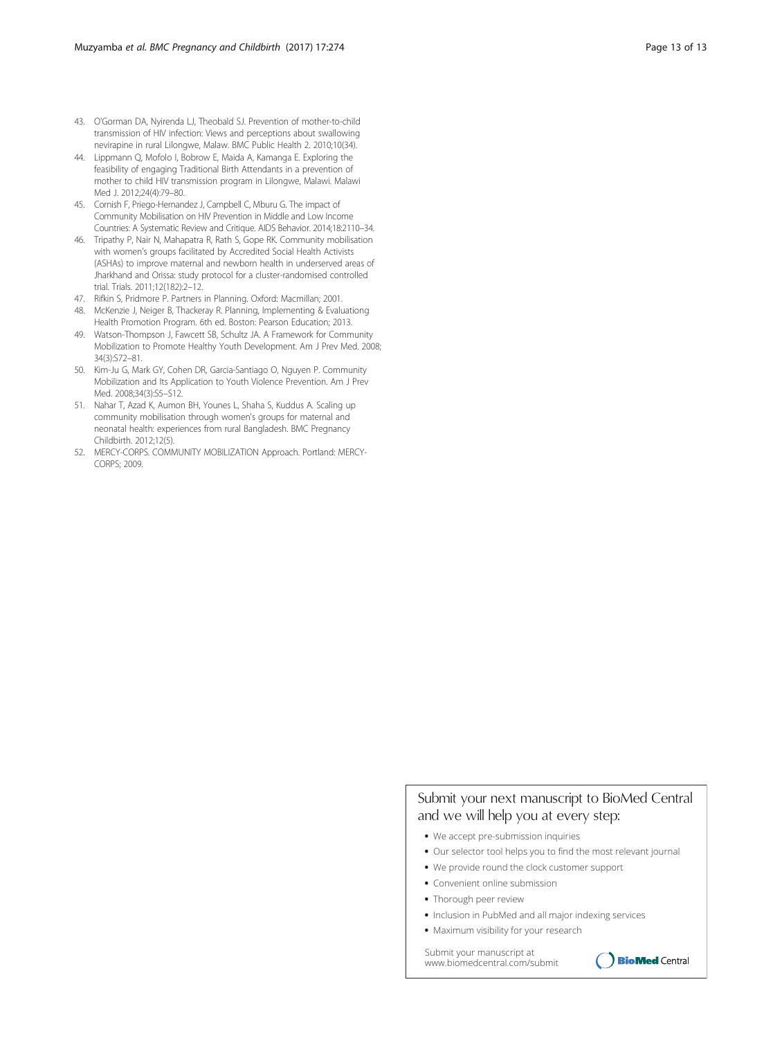43. O'Gorman DA, Nyirenda LJ, Theobald SJ. Prevention of mother-to-child transmission of HIV infection: Views and perceptions about swallowing nevirapine in rural Lilongwe, Malaw. BMC Public Health 2. 2010;10(34).
44. Lippmann Q, Mofolo I, Bobrow E, Maida A, Kamanga E. Exploring the feasibility of engaging Traditional Birth Attendants in a prevention of mother to child HIV transmission program in Lilongwe, Malawi. Malawi Med J. 2012;24(4):79–80.
45. Cornish F, Priego-Hernandez J, Campbell C, Mburu G. The impact of Community Mobilisation on HIV Prevention in Middle and Low Income Countries: A Systematic Review and Critique. AIDS Behavior. 2014;18:2110–34.
46. Tripathy P, Nair N, Mahapatra R, Rath S, Gope RK. Community mobilisation with women's groups facilitated by Accredited Social Health Activists (ASHAs) to improve maternal and newborn health in underserved areas of Jharkhand and Orissa: study protocol for a cluster-randomised controlled trial. Trials. 2011;12(182):2–12.
47. Rifkin S, Pridmore P. Partners in Planning. Oxford: Macmillan; 2001.
48. McKenzie J, Neiger B, Thackeray R. Planning, Implementing & Evaluationg Health Promotion Program. 6th ed. Boston: Pearson Education; 2013.
49. Watson-Thompson J, Fawcett SB, Schultz JA. A Framework for Community Mobilization to Promote Healthy Youth Development. Am J Prev Med. 2008; 34(3):S72–81.
50. Kim-Ju G, Mark GY, Cohen DR, Garcia-Santiago O, Nguyen P. Community Mobilization and Its Application to Youth Violence Prevention. Am J Prev Med. 2008;34(3):S5–S12.
51. Nahar T, Azad K, Aumon BH, Younes L, Shaha S, Kuddus A. Scaling up community mobilisation through women's groups for maternal and neonatal health: experiences from rural Bangladesh. BMC Pregnancy Childbirth. 2012;12(5).
52. MERCY-CORPS. COMMUNITY MOBILIZATION Approach. Portland: MERCY-CORPS; 2009.